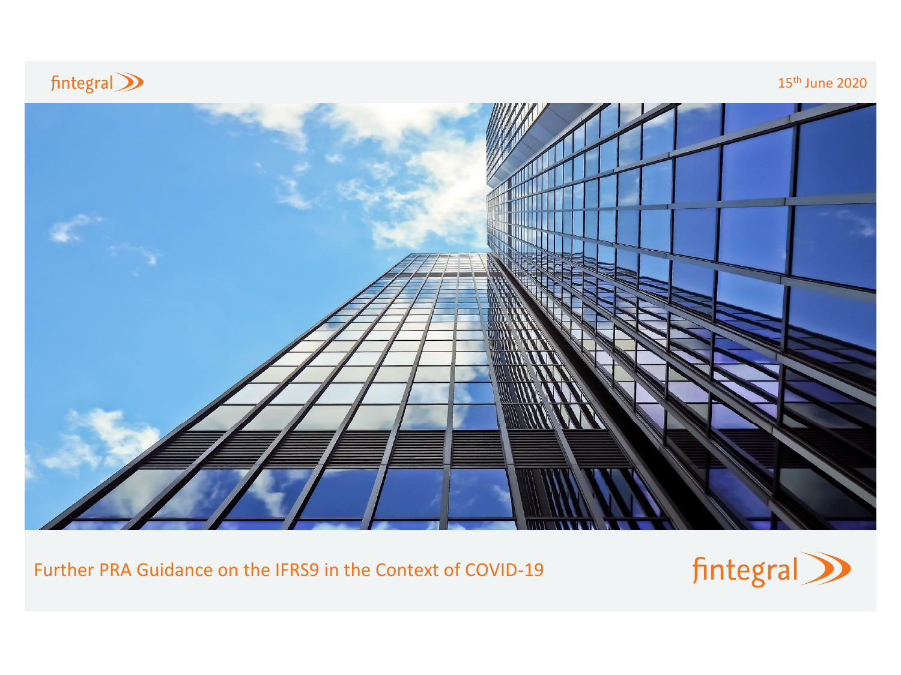fintegral

15th June 2020

# Further PRA Guidance on the IFRS9 in the Context of COVID-19

fintegral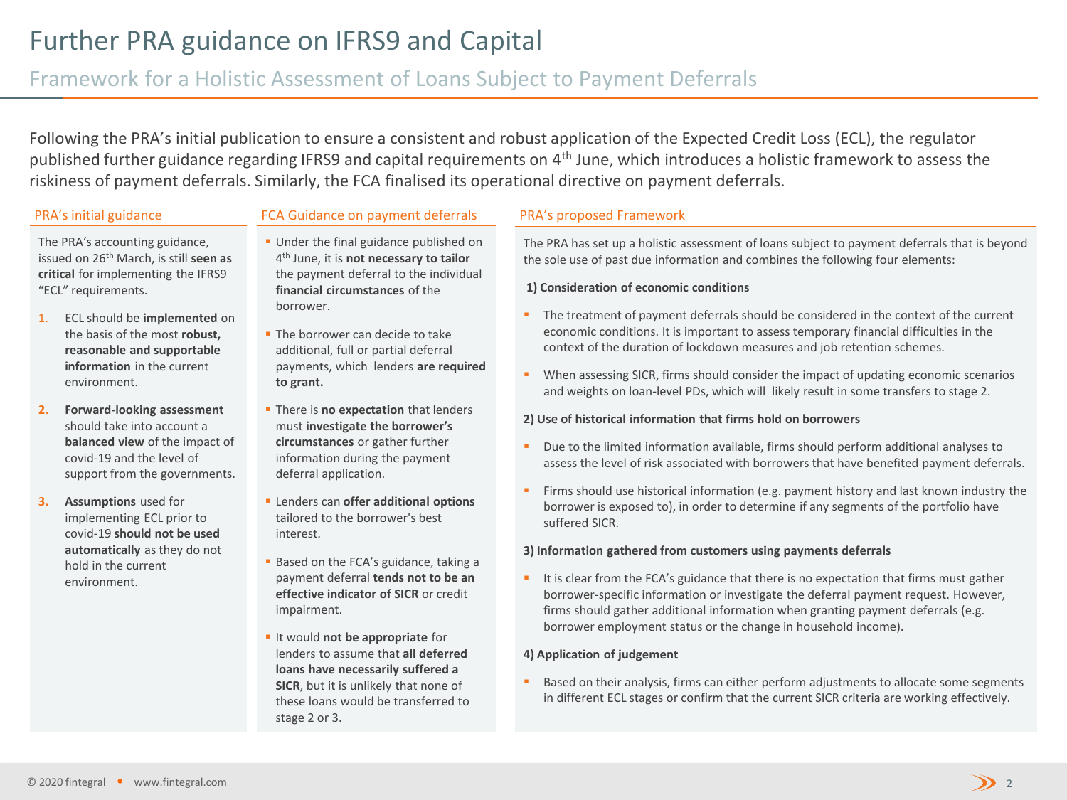# Further PRA guidance on IFRS9 and Capital

## Framework for a Holistic Assessment of Loans Subject to Payment Deferrals

Following the PRA's initial publication to ensure a consistent and robust application of the Expected Credit Loss (ECL), the regulator published further guidance regarding IFRS9 and capital requirements on 4th June, which introduces a holistic framework to assess the riskiness of payment deferrals. Similarly, the FCA finalised its operational directive on payment deferrals.

### PRA's initial guidance

The PRA's accounting guidance, issued on 26th March, is still **seen as critical** for implementing the IFRS9 "ECL" requirements.

1. ECL should be **implemented** on the basis of the most **robust, reasonable and supportable information** in the current environment.
2. **Forward-looking assessment** should take into account a **balanced view** of the impact of covid-19 and the level of support from the governments.
3. **Assumptions** used for implementing ECL prior to covid-19 **should not be used automatically** as they do not hold in the current environment.

### FCA Guidance on payment deferrals

- Under the final guidance published on 4th June, it is **not necessary to tailor** the payment deferral to the individual **financial circumstances** of the borrower.
- The borrower can decide to take additional, full or partial deferral payments, which lenders **are required to grant.**
- There is **no expectation** that lenders must **investigate the borrower's circumstances** or gather further information during the payment deferral application.
- Lenders can **offer additional options** tailored to the borrower's best interest.
- Based on the FCA's guidance, taking a payment deferral **tends not to be an effective indicator of SICR** or credit impairment.
- It would **not be appropriate** for lenders to assume that **all deferred loans have necessarily suffered a SICR**, but it is unlikely that none of these loans would be transferred to stage 2 or 3.

### PRA's proposed Framework

The PRA has set up a holistic assessment of loans subject to payment deferrals that is beyond the sole use of past due information and combines the following four elements:

**1) Consideration of economic conditions**

- The treatment of payment deferrals should be considered in the context of the current economic conditions. It is important to assess temporary financial difficulties in the context of the duration of lockdown measures and job retention schemes.
- When assessing SICR, firms should consider the impact of updating economic scenarios and weights on loan-level PDs, which will likely result in some transfers to stage 2.

**2) Use of historical information that firms hold on borrowers**

- Due to the limited information available, firms should perform additional analyses to assess the level of risk associated with borrowers that have benefited payment deferrals.
- Firms should use historical information (e.g. payment history and last known industry the borrower is exposed to), in order to determine if any segments of the portfolio have suffered SICR.

**3) Information gathered from customers using payments deferrals**

- It is clear from the FCA's guidance that there is no expectation that firms must gather borrower-specific information or investigate the deferral payment request. However, firms should gather additional information when granting payment deferrals (e.g. borrower employment status or the change in household income).

**4) Application of judgement**

- Based on their analysis, firms can either perform adjustments to allocate some segments in different ECL stages or confirm that the current SICR criteria are working effectively.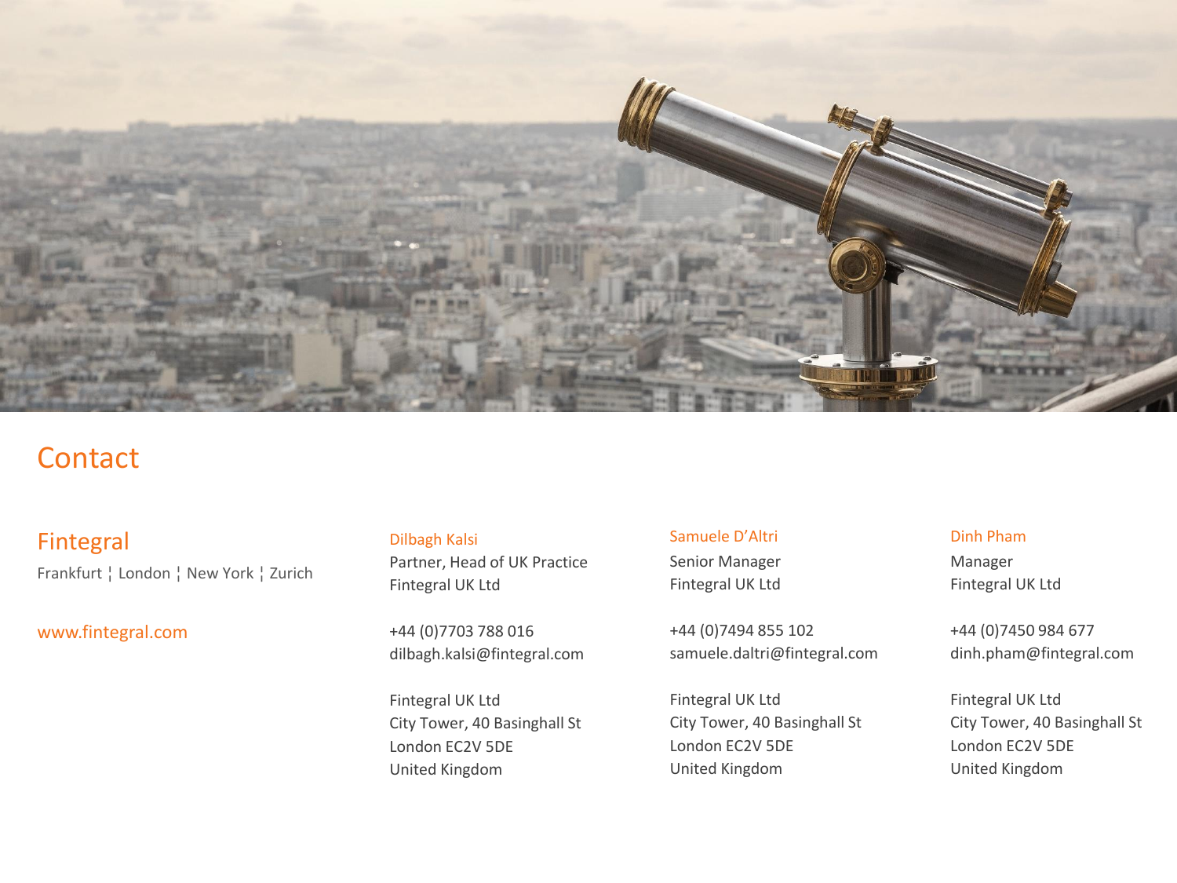# Contact

## Fintegral

Frankfurt ¦ London ¦ New York ¦ Zurich

www.fintegral.com

**Dilbagh Kalsi**
Partner, Head of UK Practice
Fintegral UK Ltd

+44 (0)7703 788 016
dilbagh.kalsi@fintegral.com

Fintegral UK Ltd
City Tower, 40 Basinghall St
London EC2V 5DE
United Kingdom

**Samuele D'Altri**
Senior Manager
Fintegral UK Ltd

+44 (0)7494 855 102
samuele.daltri@fintegral.com

Fintegral UK Ltd
City Tower, 40 Basinghall St
London EC2V 5DE
United Kingdom

**Dinh Pham**
Manager
Fintegral UK Ltd

+44 (0)7450 984 677
dinh.pham@fintegral.com

Fintegral UK Ltd
City Tower, 40 Basinghall St
London EC2V 5DE
United Kingdom